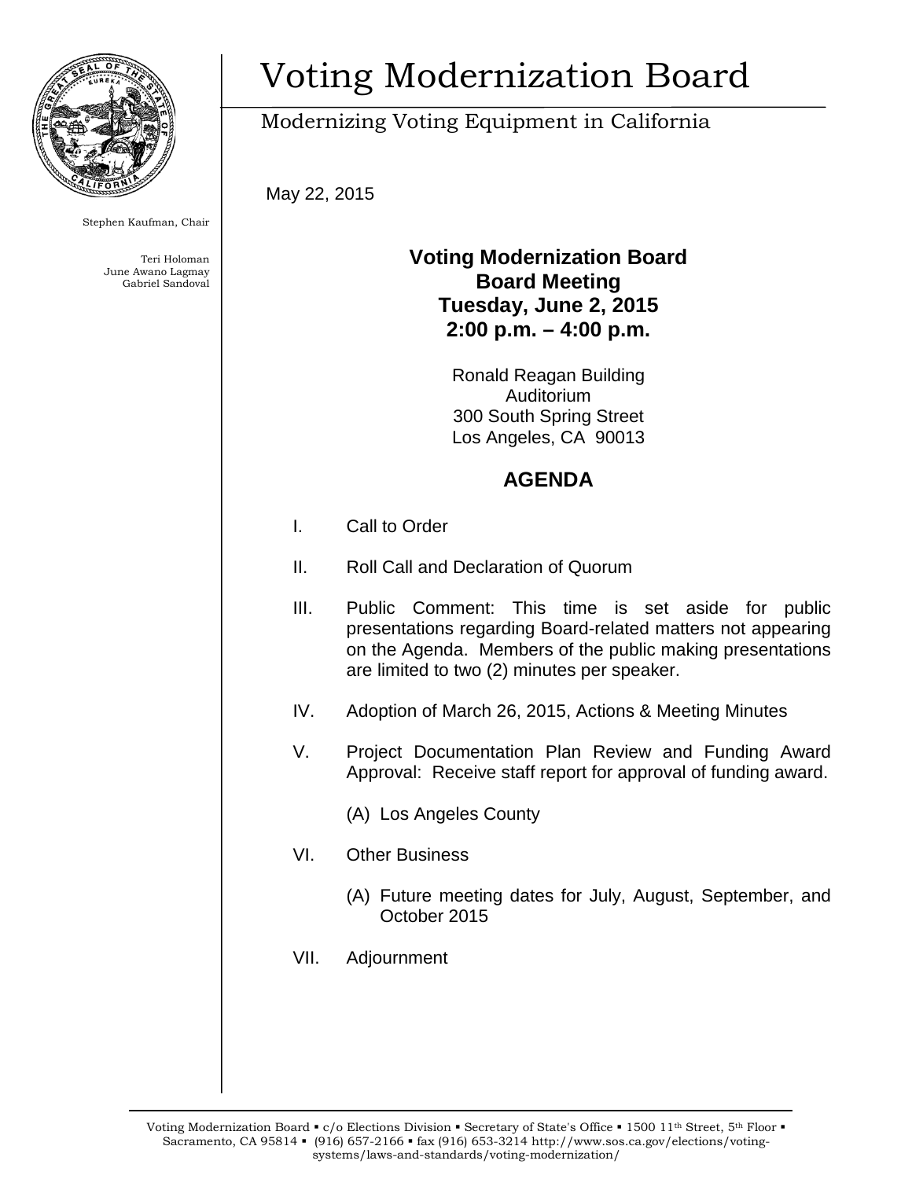# Voting Modernization Board

Modernizing Voting Equipment in California

Stephen Kaufman, Chair

Teri Holoman
June Awano Lagmay
Gabriel Sandoval

May 22, 2015

**Voting Modernization Board**
**Board Meeting**
**Tuesday, June 2, 2015**
**2:00 p.m. – 4:00 p.m.**

Ronald Reagan Building
Auditorium
300 South Spring Street
Los Angeles, CA 90013

## AGENDA

I. Call to Order

II. Roll Call and Declaration of Quorum

III. Public Comment: This time is set aside for public presentations regarding Board-related matters not appearing on the Agenda. Members of the public making presentations are limited to two (2) minutes per speaker.

IV. Adoption of March 26, 2015, Actions & Meeting Minutes

V. Project Documentation Plan Review and Funding Award Approval: Receive staff report for approval of funding award.

   (A) Los Angeles County

VI. Other Business

   (A) Future meeting dates for July, August, September, and October 2015

VII. Adjournment

Voting Modernization Board ▪ c/o Elections Division ▪ Secretary of State's Office ▪ 1500 11th Street, 5th Floor ▪ Sacramento, CA 95814 ▪ (916) 657-2166 ▪ fax (916) 653-3214 http://www.sos.ca.gov/elections/voting-systems/laws-and-standards/voting-modernization/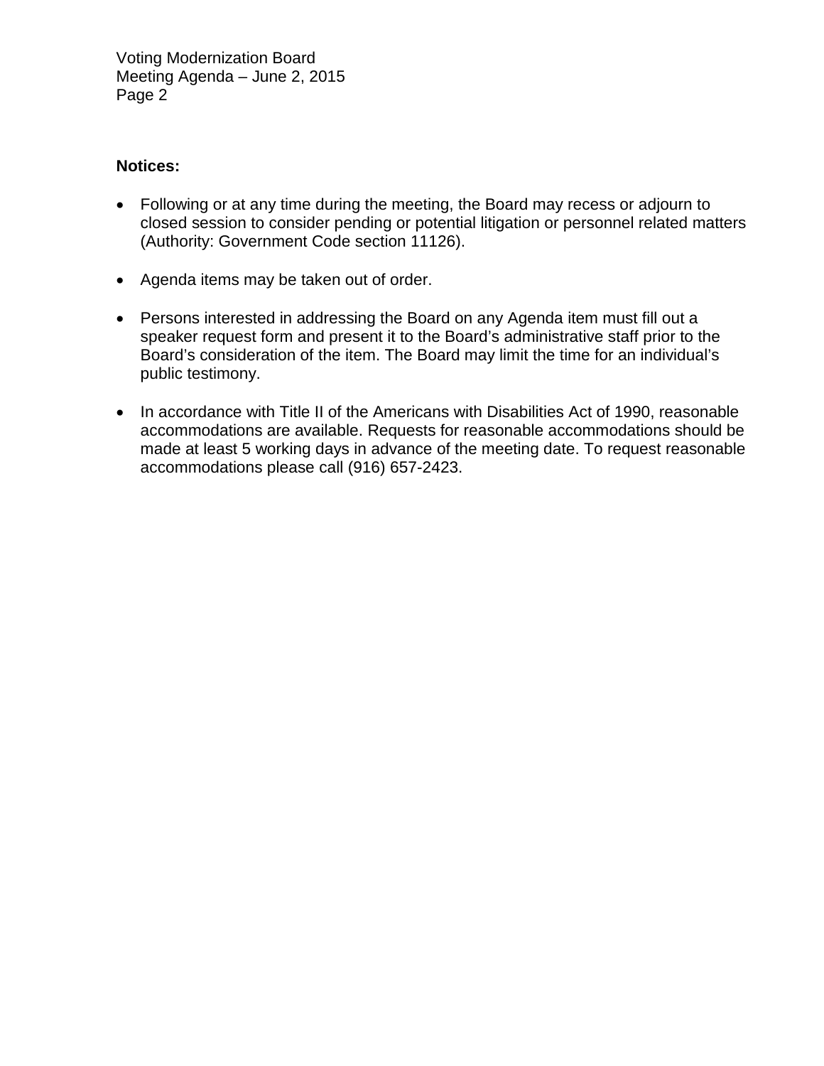**Notices:**

- Following or at any time during the meeting, the Board may recess or adjourn to closed session to consider pending or potential litigation or personnel related matters (Authority: Government Code section 11126).

- Agenda items may be taken out of order.

- Persons interested in addressing the Board on any Agenda item must fill out a speaker request form and present it to the Board's administrative staff prior to the Board's consideration of the item. The Board may limit the time for an individual's public testimony.

- In accordance with Title II of the Americans with Disabilities Act of 1990, reasonable accommodations are available. Requests for reasonable accommodations should be made at least 5 working days in advance of the meeting date. To request reasonable accommodations please call (916) 657-2423.